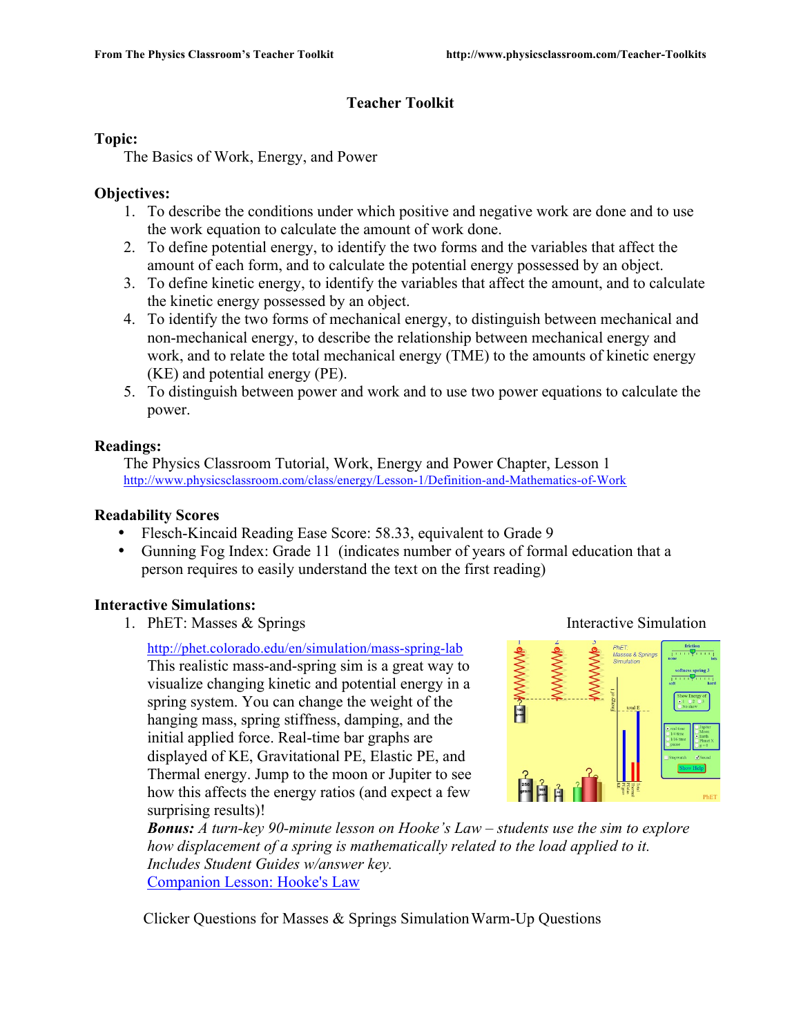# Teacher Toolkit

**Topic:**

The Basics of Work, Energy, and Power

**Objectives:**

1. To describe the conditions under which positive and negative work are done and to use the work equation to calculate the amount of work done.
2. To define potential energy, to identify the two forms and the variables that affect the amount of each form, and to calculate the potential energy possessed by an object.
3. To define kinetic energy, to identify the variables that affect the amount, and to calculate the kinetic energy possessed by an object.
4. To identify the two forms of mechanical energy, to distinguish between mechanical and non-mechanical energy, to describe the relationship between mechanical energy and work, and to relate the total mechanical energy (TME) to the amounts of kinetic energy (KE) and potential energy (PE).
5. To distinguish between power and work and to use two power equations to calculate the power.

**Readings:**

The Physics Classroom Tutorial, Work, Energy and Power Chapter, Lesson 1
http://www.physicsclassroom.com/class/energy/Lesson-1/Definition-and-Mathematics-of-Work

**Readability Scores**

- Flesch-Kincaid Reading Ease Score: 58.33, equivalent to Grade 9
- Gunning Fog Index: Grade 11 (indicates number of years of formal education that a person requires to easily understand the text on the first reading)

**Interactive Simulations:**

1. PhET: Masses & Springs

Interactive Simulation

http://phet.colorado.edu/en/simulation/mass-spring-lab
This realistic mass-and-spring sim is a great way to visualize changing kinetic and potential energy in a spring system. You can change the weight of the hanging mass, spring stiffness, damping, and the initial applied force. Real-time bar graphs are displayed of KE, Gravitational PE, Elastic PE, and Thermal energy. Jump to the moon or Jupiter to see how this affects the energy ratios (and expect a few surprising results)!
***Bonus:*** *A turn-key 90-minute lesson on Hooke's Law – students use the sim to explore how displacement of a spring is mathematically related to the load applied to it. Includes Student Guides w/answer key.*
Companion Lesson: Hooke's Law

Clicker Questions for Masses & Springs Simulation Warm-Up Questions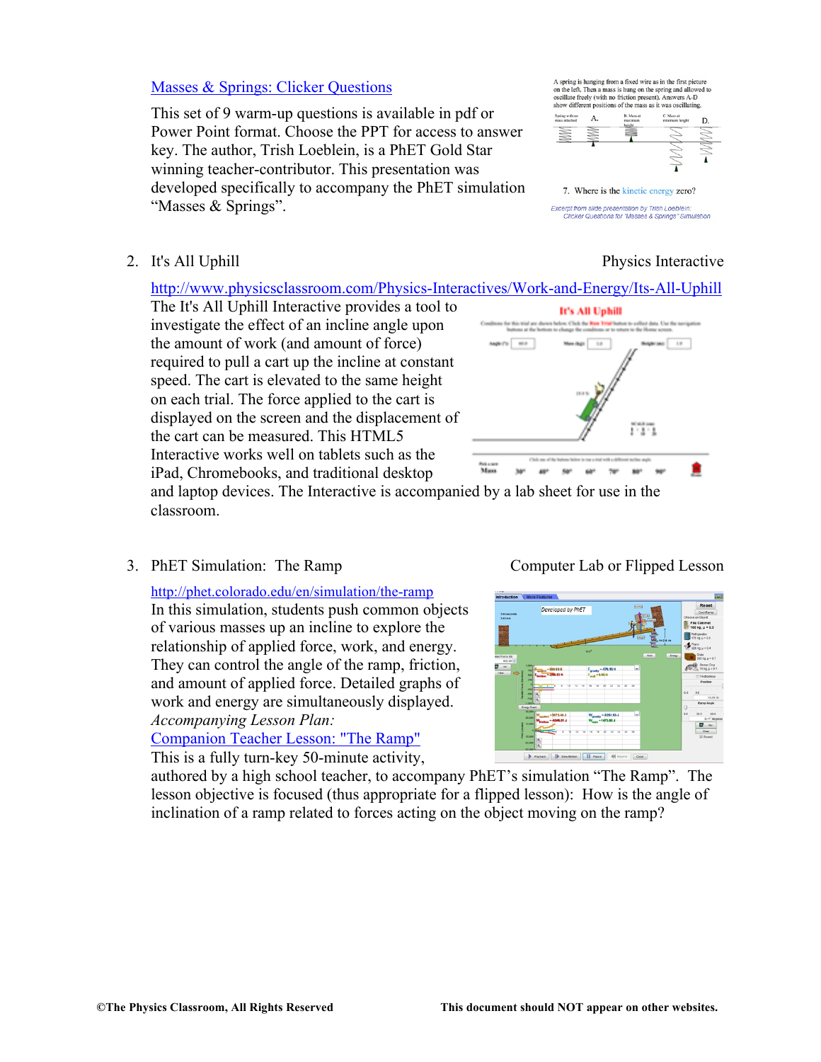[Masses & Springs: Clicker Questions](#)

This set of 9 warm-up questions is available in pdf or Power Point format. Choose the PPT for access to answer key. The author, Trish Loeblein, is a PhET Gold Star winning teacher-contributor. This presentation was developed specifically to accompany the PhET simulation "Masses & Springs".

A spring is hanging from a fixed wire as in the first picture on the left. Then a mass is hung on the spring and allowed to oscillate freely (with no friction present). Answers A-D show different positions of the mass as it was oscillating.

Spring with no mass attached | A. | B. Mass at maximum height | C. Mass at minimum height | D.

7. Where is the kinetic energy zero?

Excerpt from slide presentation by Trish Loeblein: Clicker Questions for "Masses & Springs" Simulation

2. It's All Uphill — Physics Interactive

http://www.physicsclassroom.com/Physics-Interactives/Work-and-Energy/Its-All-Uphill

The It's All Uphill Interactive provides a tool to investigate the effect of an incline angle upon the amount of work (and amount of force) required to pull a cart up the incline at constant speed. The cart is elevated to the same height on each trial. The force applied to the cart is displayed on the screen and the displacement of the cart can be measured. This HTML5 Interactive works well on tablets such as the iPad, Chromebooks, and traditional desktop and laptop devices. The Interactive is accompanied by a lab sheet for use in the classroom.

It's All Uphill

Mass 30° 40° 50° 60° 70° 80° 90°

3. PhET Simulation: The Ramp — Computer Lab or Flipped Lesson

http://phet.colorado.edu/en/simulation/the-ramp

In this simulation, students push common objects of various masses up an incline to explore the relationship of applied force, work, and energy. They can control the angle of the ramp, friction, and amount of applied force. Detailed graphs of work and energy are simultaneously displayed.

*Accompanying Lesson Plan:*

[Companion Teacher Lesson: "The Ramp"](#)

This is a fully turn-key 50-minute activity, authored by a high school teacher, to accompany PhET's simulation "The Ramp". The lesson objective is focused (thus appropriate for a flipped lesson): How is the angle of inclination of a ramp related to forces acting on the object moving on the ramp?

**©The Physics Classroom, All Rights Reserved** **This document should NOT appear on other websites.**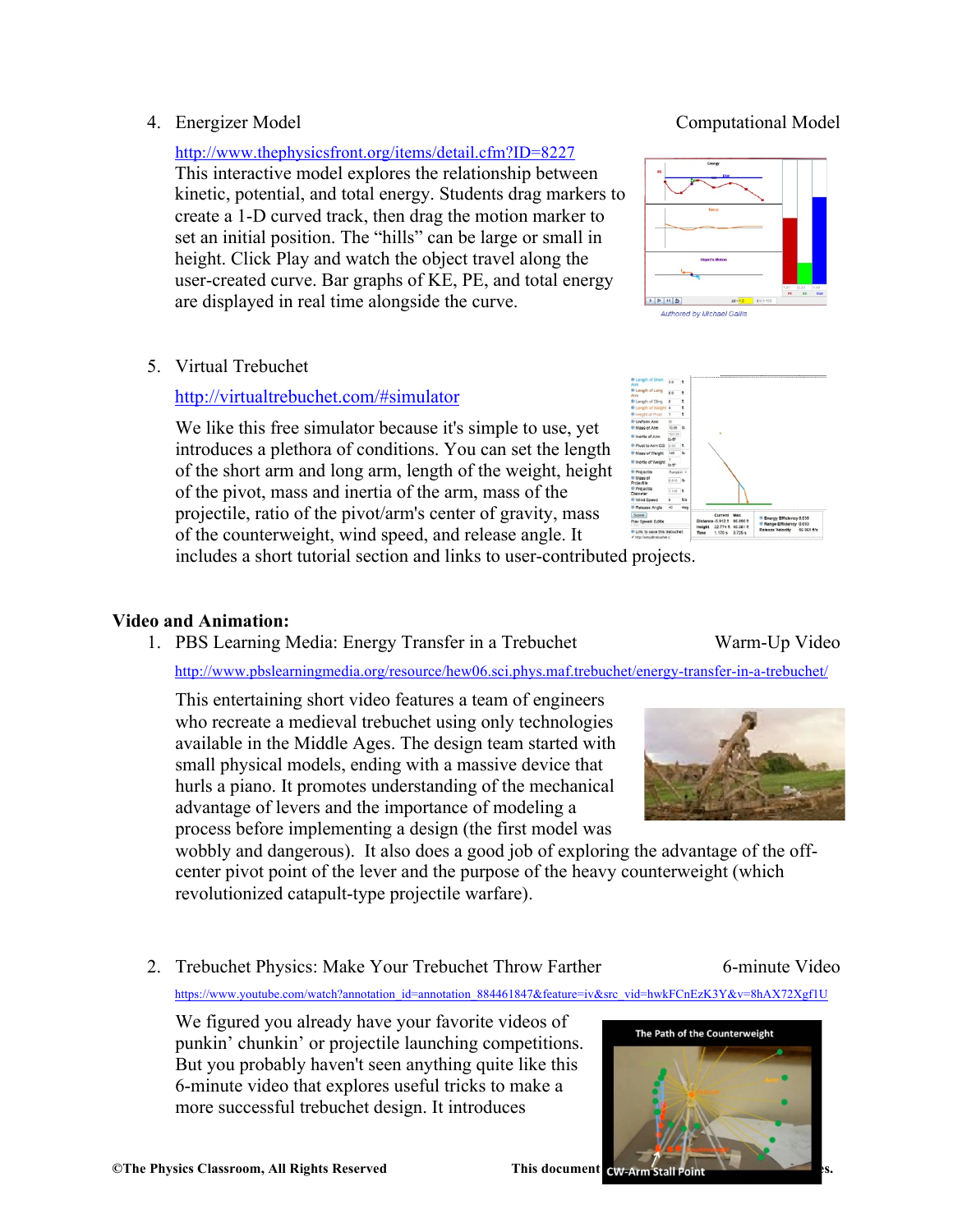4. Energizer Model — Computational Model

   http://www.thephysicsfront.org/items/detail.cfm?ID=8227

   This interactive model explores the relationship between kinetic, potential, and total energy. Students drag markers to create a 1-D curved track, then drag the motion marker to set an initial position. The "hills" can be large or small in height. Click Play and watch the object travel along the user-created curve. Bar graphs of KE, PE, and total energy are displayed in real time alongside the curve.

   Authored by Michael Gallis

5. Virtual Trebuchet

   http://virtualtrebuchet.com/#simulator

   We like this free simulator because it's simple to use, yet introduces a plethora of conditions. You can set the length of the short arm and long arm, length of the weight, height of the pivot, mass and inertia of the arm, mass of the projectile, ratio of the pivot/arm's center of gravity, mass of the counterweight, wind speed, and release angle. It includes a short tutorial section and links to user-contributed projects.

**Video and Animation:**

1. PBS Learning Media: Energy Transfer in a Trebuchet — Warm-Up Video

   http://www.pbslearningmedia.org/resource/hew06.sci.phys.maf.trebuchet/energy-transfer-in-a-trebuchet/

   This entertaining short video features a team of engineers who recreate a medieval trebuchet using only technologies available in the Middle Ages. The design team started with small physical models, ending with a massive device that hurls a piano. It promotes understanding of the mechanical advantage of levers and the importance of modeling a process before implementing a design (the first model was wobbly and dangerous). It also does a good job of exploring the advantage of the off-center pivot point of the lever and the purpose of the heavy counterweight (which revolutionized catapult-type projectile warfare).

2. Trebuchet Physics: Make Your Trebuchet Throw Farther — 6-minute Video

   https://www.youtube.com/watch?annotation_id=annotation_884461847&feature=iv&src_vid=hwkFCnEzK3Y&v=8hAX72Xgf1U

   We figured you already have your favorite videos of punkin' chunkin' or projectile launching competitions. But you probably haven't seen anything quite like this 6-minute video that explores useful tricks to make a more successful trebuchet design. It introduces

   The Path of the Counterweight

   CW-Arm Stall Point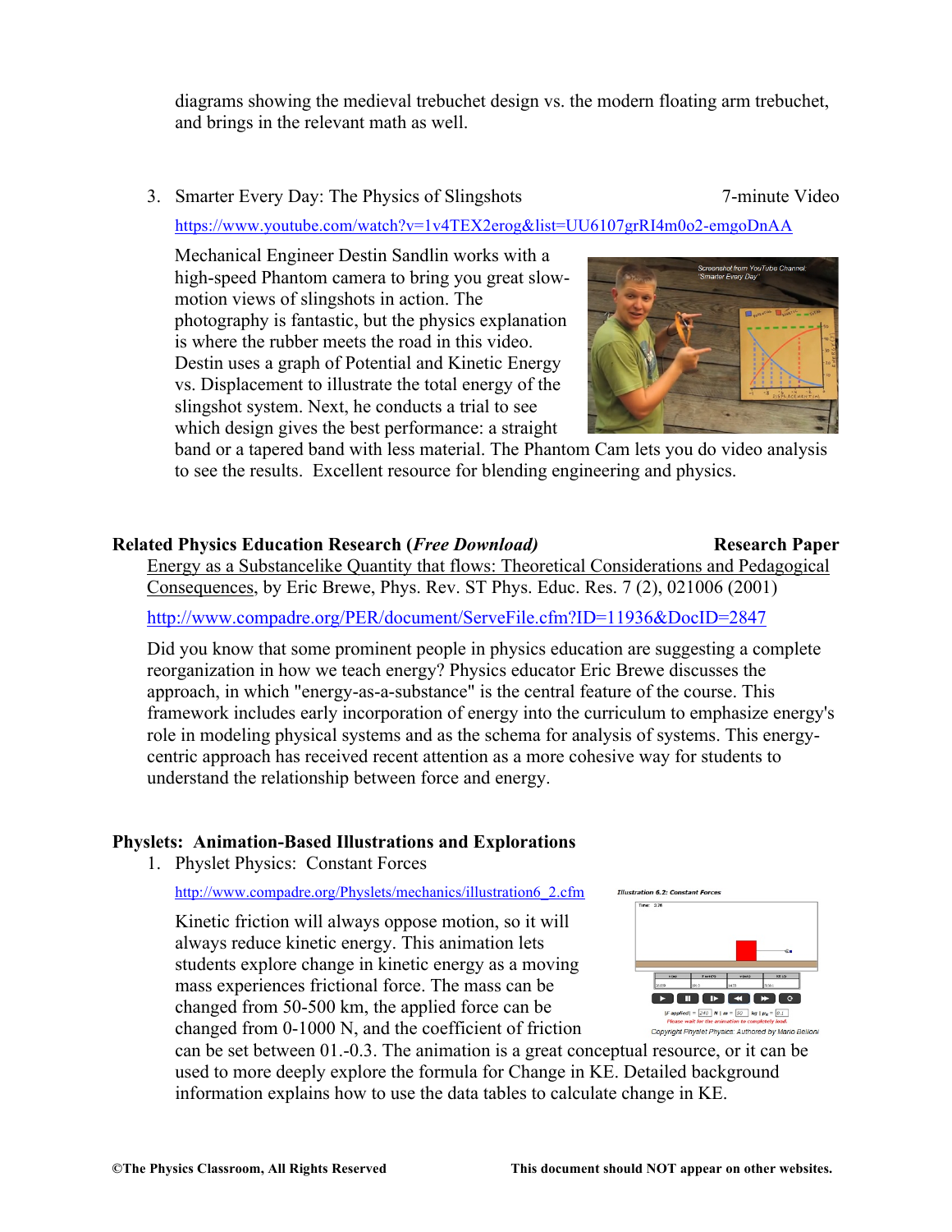diagrams showing the medieval trebuchet design vs. the modern floating arm trebuchet, and brings in the relevant math as well.

3. Smarter Every Day: The Physics of Slingshots — 7-minute Video

   https://www.youtube.com/watch?v=1v4TEX2erog&list=UU6107grRI4m0o2-emgoDnAA

   Mechanical Engineer Destin Sandlin works with a high-speed Phantom camera to bring you great slow-motion views of slingshots in action. The photography is fantastic, but the physics explanation is where the rubber meets the road in this video. Destin uses a graph of Potential and Kinetic Energy vs. Displacement to illustrate the total energy of the slingshot system. Next, he conducts a trial to see which design gives the best performance: a straight band or a tapered band with less material. The Phantom Cam lets you do video analysis to see the results. Excellent resource for blending engineering and physics.

**Related Physics Education Research (*Free Download*)** — **Research Paper**

Energy as a Substancelike Quantity that flows: Theoretical Considerations and Pedagogical Consequences, by Eric Brewe, Phys. Rev. ST Phys. Educ. Res. 7 (2), 021006 (2001)

http://www.compadre.org/PER/document/ServeFile.cfm?ID=11936&DocID=2847

Did you know that some prominent people in physics education are suggesting a complete reorganization in how we teach energy? Physics educator Eric Brewe discusses the approach, in which "energy-as-a-substance" is the central feature of the course. This framework includes early incorporation of energy into the curriculum to emphasize energy's role in modeling physical systems and as the schema for analysis of systems. This energy-centric approach has received recent attention as a more cohesive way for students to understand the relationship between force and energy.

**Physlets: Animation-Based Illustrations and Explorations**

1. Physlet Physics: Constant Forces

   http://www.compadre.org/Physlets/mechanics/illustration6_2.cfm

   Kinetic friction will always oppose motion, so it will always reduce kinetic energy. This animation lets students explore change in kinetic energy as a moving mass experiences frictional force. The mass can be changed from 50-500 km, the applied force can be changed from 0-1000 N, and the coefficient of friction can be set between 01.-0.3. The animation is a great conceptual resource, or it can be used to more deeply explore the formula for Change in KE. Detailed background information explains how to use the data tables to calculate change in KE.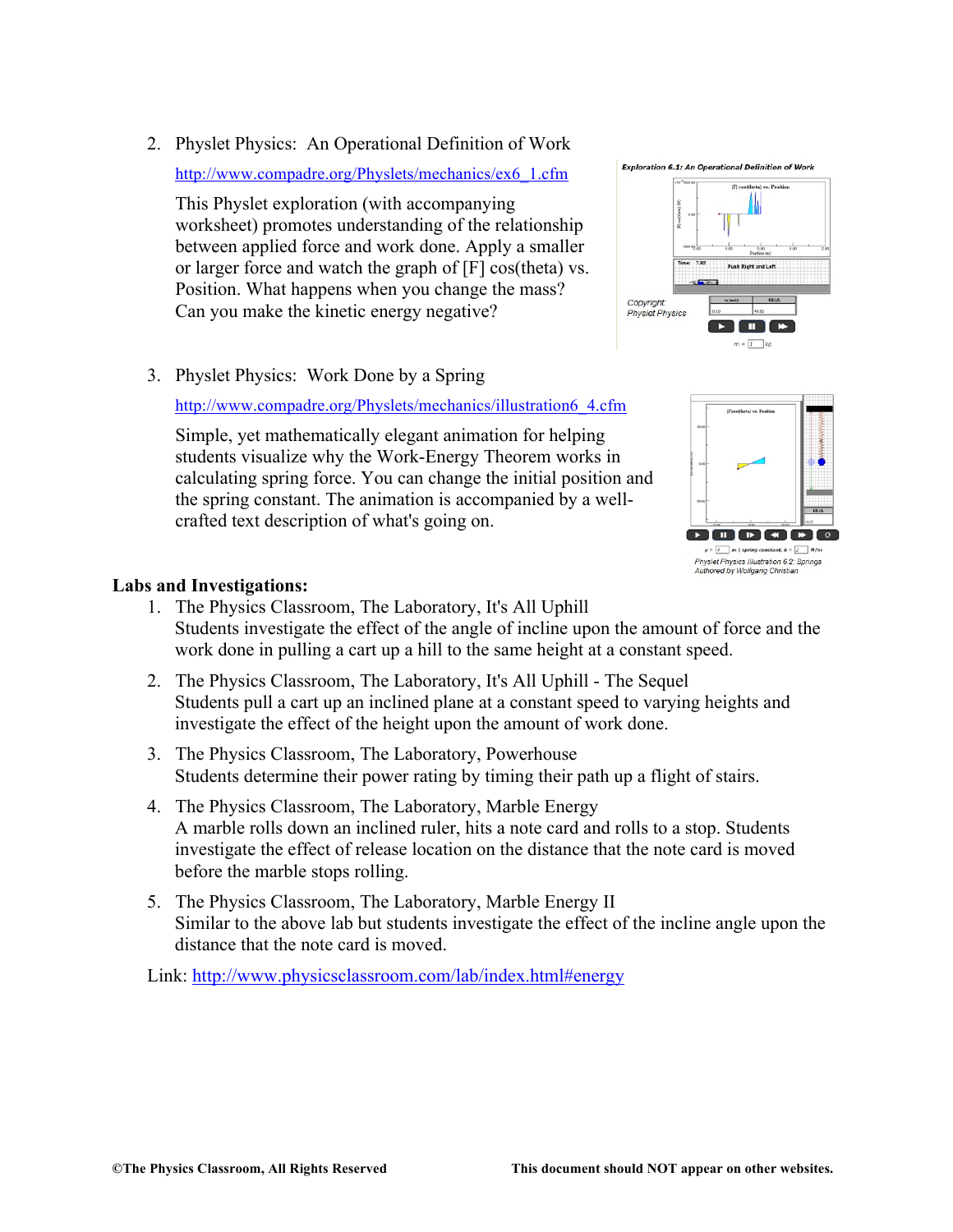2. Physlet Physics: An Operational Definition of Work

   http://www.compadre.org/Physlets/mechanics/ex6_1.cfm

   This Physlet exploration (with accompanying worksheet) promotes understanding of the relationship between applied force and work done. Apply a smaller or larger force and watch the graph of [F] cos(theta) vs. Position. What happens when you change the mass? Can you make the kinetic energy negative?

3. Physlet Physics: Work Done by a Spring

   http://www.compadre.org/Physlets/mechanics/illustration6_4.cfm

   Simple, yet mathematically elegant animation for helping students visualize why the Work-Energy Theorem works in calculating spring force. You can change the initial position and the spring constant. The animation is accompanied by a well-crafted text description of what's going on.

**Labs and Investigations:**

1. The Physics Classroom, The Laboratory, It's All Uphill
   Students investigate the effect of the angle of incline upon the amount of force and the work done in pulling a cart up a hill to the same height at a constant speed.

2. The Physics Classroom, The Laboratory, It's All Uphill - The Sequel
   Students pull a cart up an inclined plane at a constant speed to varying heights and investigate the effect of the height upon the amount of work done.

3. The Physics Classroom, The Laboratory, Powerhouse
   Students determine their power rating by timing their path up a flight of stairs.

4. The Physics Classroom, The Laboratory, Marble Energy
   A marble rolls down an inclined ruler, hits a note card and rolls to a stop. Students investigate the effect of release location on the distance that the note card is moved before the marble stops rolling.

5. The Physics Classroom, The Laboratory, Marble Energy II
   Similar to the above lab but students investigate the effect of the incline angle upon the distance that the note card is moved.

Link: http://www.physicsclassroom.com/lab/index.html#energy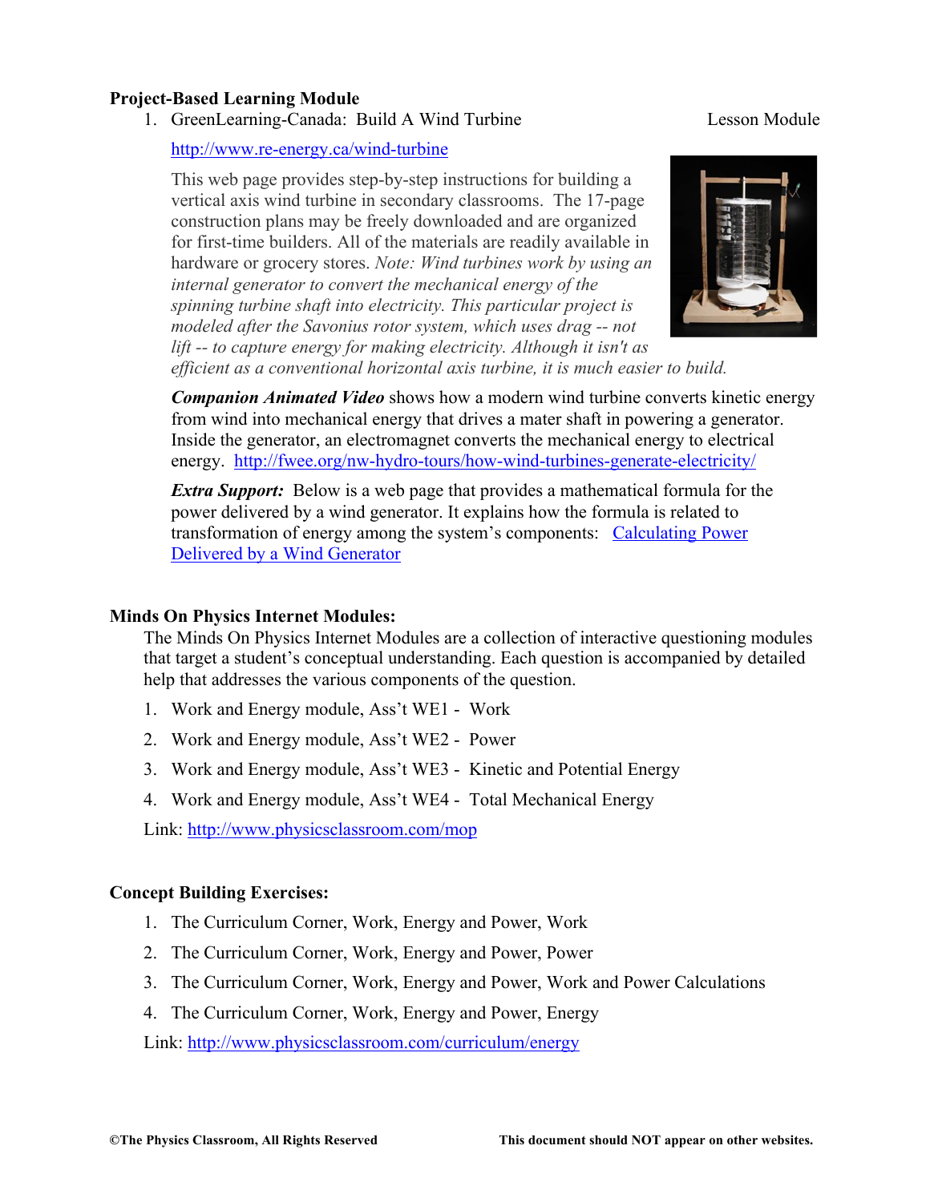**Project-Based Learning Module**

1. GreenLearning-Canada: Build A Wind Turbine Lesson Module

   http://www.re-energy.ca/wind-turbine

   This web page provides step-by-step instructions for building a vertical axis wind turbine in secondary classrooms. The 17-page construction plans may be freely downloaded and are organized for first-time builders. All of the materials are readily available in hardware or grocery stores. *Note: Wind turbines work by using an internal generator to convert the mechanical energy of the spinning turbine shaft into electricity. This particular project is modeled after the Savonius rotor system, which uses drag -- not lift -- to capture energy for making electricity. Although it isn't as efficient as a conventional horizontal axis turbine, it is much easier to build.*

   ***Companion Animated Video*** shows how a modern wind turbine converts kinetic energy from wind into mechanical energy that drives a mater shaft in powering a generator. Inside the generator, an electromagnet converts the mechanical energy to electrical energy. http://fwee.org/nw-hydro-tours/how-wind-turbines-generate-electricity/

   ***Extra Support:*** Below is a web page that provides a mathematical formula for the power delivered by a wind generator. It explains how the formula is related to transformation of energy among the system's components: Calculating Power Delivered by a Wind Generator

**Minds On Physics Internet Modules:**

The Minds On Physics Internet Modules are a collection of interactive questioning modules that target a student's conceptual understanding. Each question is accompanied by detailed help that addresses the various components of the question.

1. Work and Energy module, Ass't WE1 - Work
2. Work and Energy module, Ass't WE2 - Power
3. Work and Energy module, Ass't WE3 - Kinetic and Potential Energy
4. Work and Energy module, Ass't WE4 - Total Mechanical Energy

Link: http://www.physicsclassroom.com/mop

**Concept Building Exercises:**

1. The Curriculum Corner, Work, Energy and Power, Work
2. The Curriculum Corner, Work, Energy and Power, Power
3. The Curriculum Corner, Work, Energy and Power, Work and Power Calculations
4. The Curriculum Corner, Work, Energy and Power, Energy

Link: http://www.physicsclassroom.com/curriculum/energy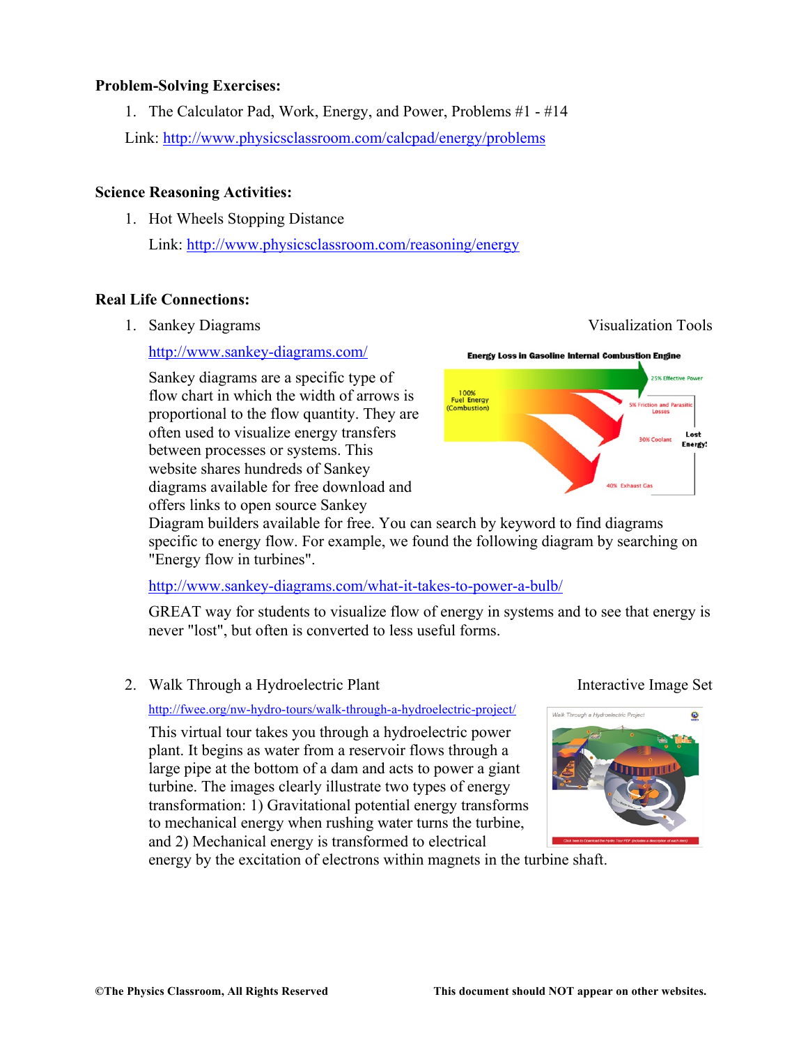**Problem-Solving Exercises:**

1. The Calculator Pad, Work, Energy, and Power, Problems #1 - #14

Link: http://www.physicsclassroom.com/calcpad/energy/problems

**Science Reasoning Activities:**

1. Hot Wheels Stopping Distance

   Link: http://www.physicsclassroom.com/reasoning/energy

**Real Life Connections:**

1. Sankey Diagrams — Visualization Tools

   http://www.sankey-diagrams.com/

   Sankey diagrams are a specific type of flow chart in which the width of arrows is proportional to the flow quantity. They are often used to visualize energy transfers between processes or systems. This website shares hundreds of Sankey diagrams available for free download and offers links to open source Sankey Diagram builders available for free. You can search by keyword to find diagrams specific to energy flow. For example, we found the following diagram by searching on "Energy flow in turbines".

   http://www.sankey-diagrams.com/what-it-takes-to-power-a-bulb/

   GREAT way for students to visualize flow of energy in systems and to see that energy is never "lost", but often is converted to less useful forms.

2. Walk Through a Hydroelectric Plant — Interactive Image Set

   http://fwee.org/nw-hydro-tours/walk-through-a-hydroelectric-project/

   This virtual tour takes you through a hydroelectric power plant. It begins as water from a reservoir flows through a large pipe at the bottom of a dam and acts to power a giant turbine. The images clearly illustrate two types of energy transformation: 1) Gravitational potential energy transforms to mechanical energy when rushing water turns the turbine, and 2) Mechanical energy is transformed to electrical energy by the excitation of electrons within magnets in the turbine shaft.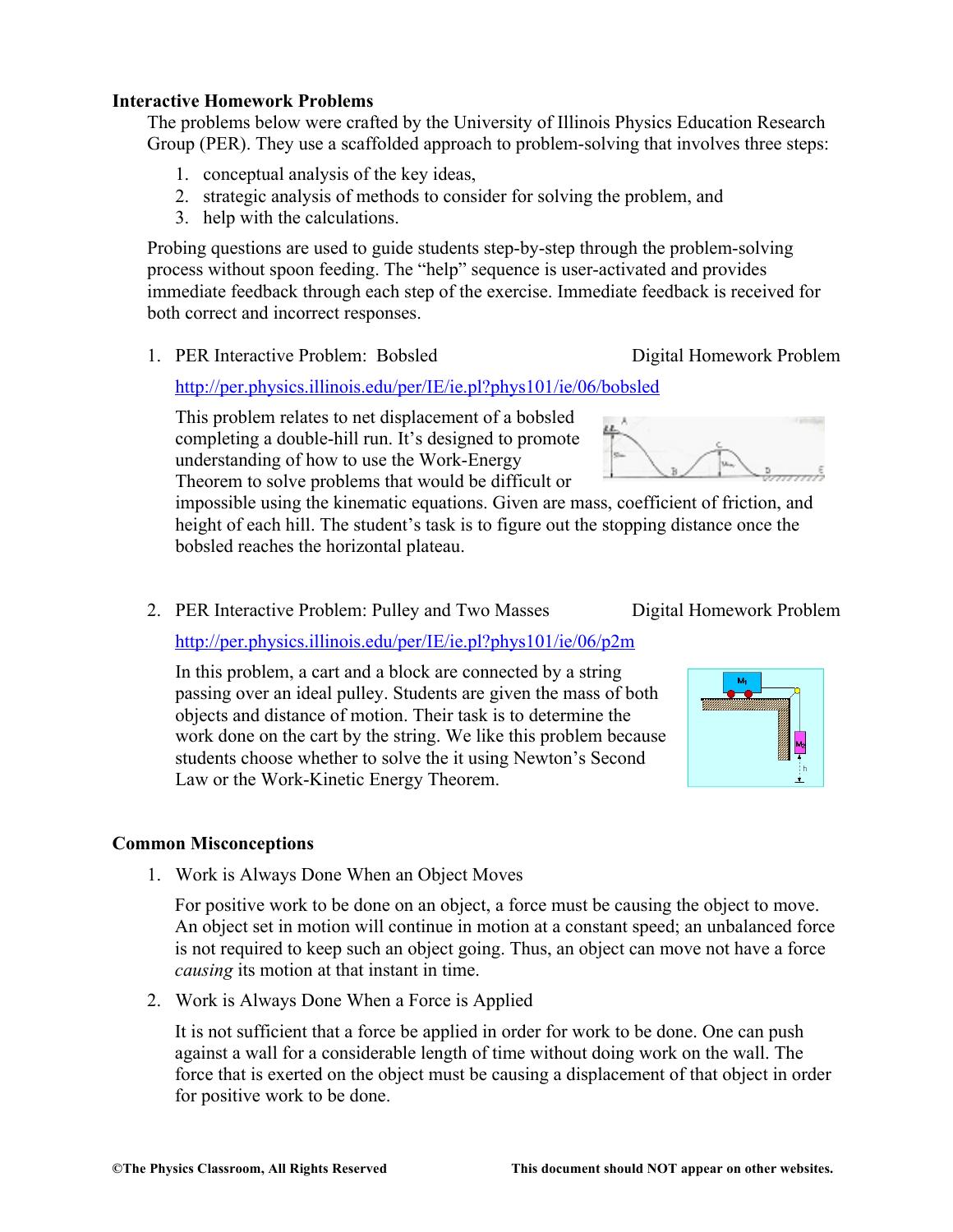**Interactive Homework Problems**

The problems below were crafted by the University of Illinois Physics Education Research Group (PER). They use a scaffolded approach to problem-solving that involves three steps:

1. conceptual analysis of the key ideas,
2. strategic analysis of methods to consider for solving the problem, and
3. help with the calculations.

Probing questions are used to guide students step-by-step through the problem-solving process without spoon feeding. The "help" sequence is user-activated and provides immediate feedback through each step of the exercise. Immediate feedback is received for both correct and incorrect responses.

1. PER Interactive Problem: Bobsled — Digital Homework Problem

   [http://per.physics.illinois.edu/per/IE/ie.pl?phys101/ie/06/bobsled](http://per.physics.illinois.edu/per/IE/ie.pl?phys101/ie/06/bobsled)

   This problem relates to net displacement of a bobsled completing a double-hill run. It's designed to promote understanding of how to use the Work-Energy Theorem to solve problems that would be difficult or impossible using the kinematic equations. Given are mass, coefficient of friction, and height of each hill. The student's task is to figure out the stopping distance once the bobsled reaches the horizontal plateau.

2. PER Interactive Problem: Pulley and Two Masses — Digital Homework Problem

   [http://per.physics.illinois.edu/per/IE/ie.pl?phys101/ie/06/p2m](http://per.physics.illinois.edu/per/IE/ie.pl?phys101/ie/06/p2m)

   In this problem, a cart and a block are connected by a string passing over an ideal pulley. Students are given the mass of both objects and distance of motion. Their task is to determine the work done on the cart by the string. We like this problem because students choose whether to solve the it using Newton's Second Law or the Work-Kinetic Energy Theorem.

**Common Misconceptions**

1. Work is Always Done When an Object Moves

   For positive work to be done on an object, a force must be causing the object to move. An object set in motion will continue in motion at a constant speed; an unbalanced force is not required to keep such an object going. Thus, an object can move not have a force *causing* its motion at that instant in time.

2. Work is Always Done When a Force is Applied

   It is not sufficient that a force be applied in order for work to be done. One can push against a wall for a considerable length of time without doing work on the wall. The force that is exerted on the object must be causing a displacement of that object in order for positive work to be done.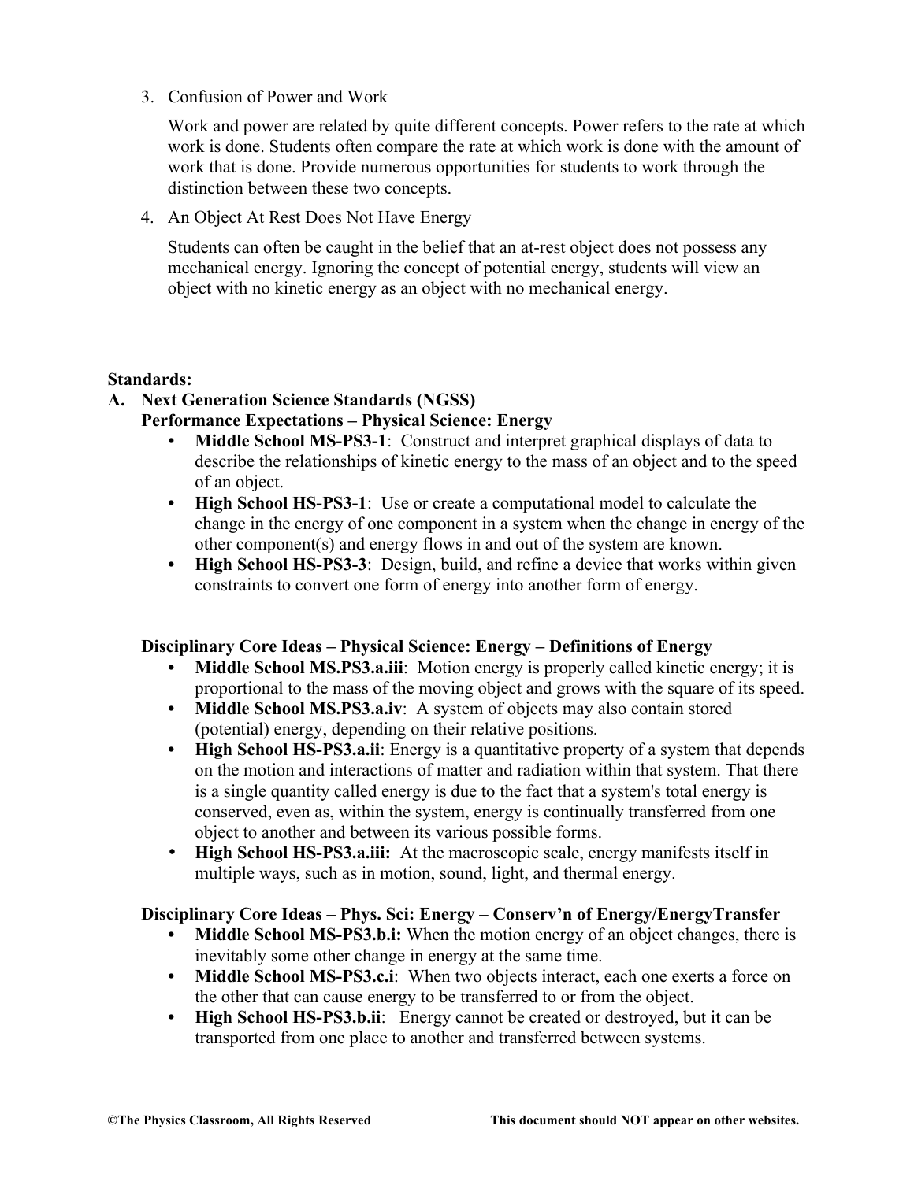3. Confusion of Power and Work

   Work and power are related by quite different concepts. Power refers to the rate at which work is done. Students often compare the rate at which work is done with the amount of work that is done. Provide numerous opportunities for students to work through the distinction between these two concepts.

4. An Object At Rest Does Not Have Energy

   Students can often be caught in the belief that an at-rest object does not possess any mechanical energy. Ignoring the concept of potential energy, students will view an object with no kinetic energy as an object with no mechanical energy.

**Standards:**

**A. Next Generation Science Standards (NGSS)**

**Performance Expectations – Physical Science: Energy**

- **Middle School MS-PS3-1**: Construct and interpret graphical displays of data to describe the relationships of kinetic energy to the mass of an object and to the speed of an object.
- **High School HS-PS3-1**: Use or create a computational model to calculate the change in the energy of one component in a system when the change in energy of the other component(s) and energy flows in and out of the system are known.
- **High School HS-PS3-3**: Design, build, and refine a device that works within given constraints to convert one form of energy into another form of energy.

**Disciplinary Core Ideas – Physical Science: Energy – Definitions of Energy**

- **Middle School MS.PS3.a.iii**: Motion energy is properly called kinetic energy; it is proportional to the mass of the moving object and grows with the square of its speed.
- **Middle School MS.PS3.a.iv**: A system of objects may also contain stored (potential) energy, depending on their relative positions.
- **High School HS-PS3.a.ii**: Energy is a quantitative property of a system that depends on the motion and interactions of matter and radiation within that system. That there is a single quantity called energy is due to the fact that a system's total energy is conserved, even as, within the system, energy is continually transferred from one object to another and between its various possible forms.
- **High School HS-PS3.a.iii:** At the macroscopic scale, energy manifests itself in multiple ways, such as in motion, sound, light, and thermal energy.

**Disciplinary Core Ideas – Phys. Sci: Energy – Conserv'n of Energy/EnergyTransfer**

- **Middle School MS-PS3.b.i:** When the motion energy of an object changes, there is inevitably some other change in energy at the same time.
- **Middle School MS-PS3.c.i**: When two objects interact, each one exerts a force on the other that can cause energy to be transferred to or from the object.
- **High School HS-PS3.b.ii**: Energy cannot be created or destroyed, but it can be transported from one place to another and transferred between systems.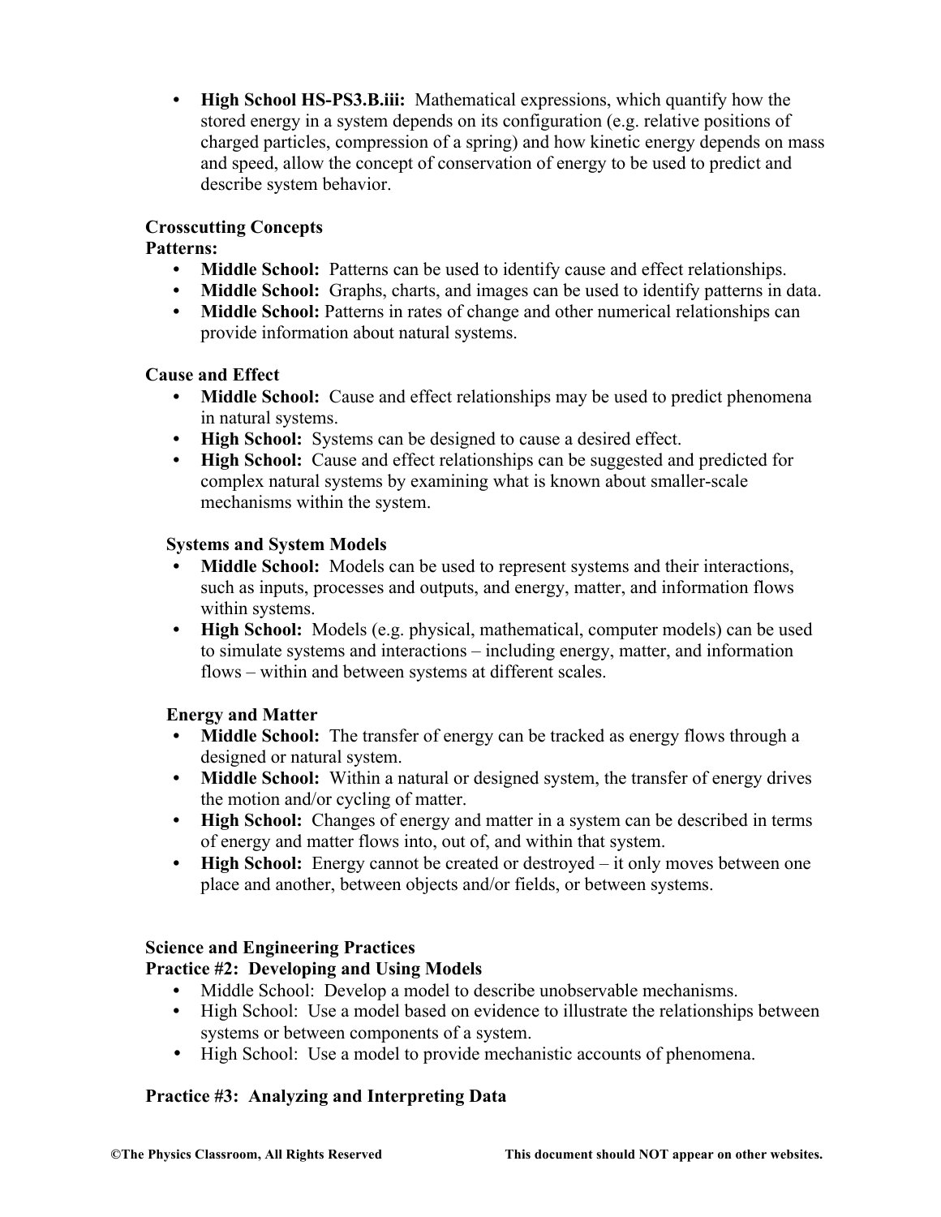- **High School HS-PS3.B.iii:** Mathematical expressions, which quantify how the stored energy in a system depends on its configuration (e.g. relative positions of charged particles, compression of a spring) and how kinetic energy depends on mass and speed, allow the concept of conservation of energy to be used to predict and describe system behavior.

**Crosscutting Concepts**
**Patterns:**

- **Middle School:** Patterns can be used to identify cause and effect relationships.
- **Middle School:** Graphs, charts, and images can be used to identify patterns in data.
- **Middle School:** Patterns in rates of change and other numerical relationships can provide information about natural systems.

**Cause and Effect**

- **Middle School:** Cause and effect relationships may be used to predict phenomena in natural systems.
- **High School:** Systems can be designed to cause a desired effect.
- **High School:** Cause and effect relationships can be suggested and predicted for complex natural systems by examining what is known about smaller-scale mechanisms within the system.

**Systems and System Models**

- **Middle School:** Models can be used to represent systems and their interactions, such as inputs, processes and outputs, and energy, matter, and information flows within systems.
- **High School:** Models (e.g. physical, mathematical, computer models) can be used to simulate systems and interactions – including energy, matter, and information flows – within and between systems at different scales.

**Energy and Matter**

- **Middle School:** The transfer of energy can be tracked as energy flows through a designed or natural system.
- **Middle School:** Within a natural or designed system, the transfer of energy drives the motion and/or cycling of matter.
- **High School:** Changes of energy and matter in a system can be described in terms of energy and matter flows into, out of, and within that system.
- **High School:** Energy cannot be created or destroyed – it only moves between one place and another, between objects and/or fields, or between systems.

**Science and Engineering Practices**
**Practice #2: Developing and Using Models**

- Middle School: Develop a model to describe unobservable mechanisms.
- High School: Use a model based on evidence to illustrate the relationships between systems or between components of a system.
- High School: Use a model to provide mechanistic accounts of phenomena.

**Practice #3: Analyzing and Interpreting Data**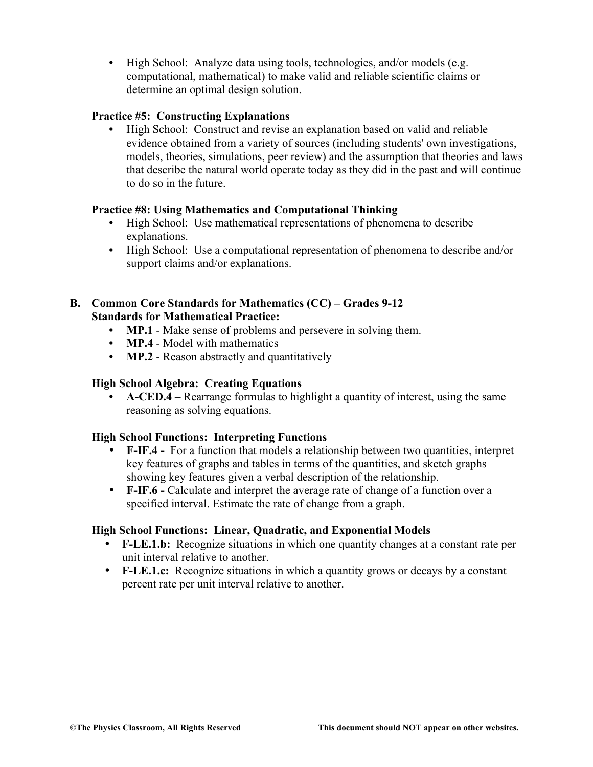- High School: Analyze data using tools, technologies, and/or models (e.g. computational, mathematical) to make valid and reliable scientific claims or determine an optimal design solution.

**Practice #5: Constructing Explanations**

- High School: Construct and revise an explanation based on valid and reliable evidence obtained from a variety of sources (including students' own investigations, models, theories, simulations, peer review) and the assumption that theories and laws that describe the natural world operate today as they did in the past and will continue to do so in the future.

**Practice #8: Using Mathematics and Computational Thinking**

- High School: Use mathematical representations of phenomena to describe explanations.
- High School: Use a computational representation of phenomena to describe and/or support claims and/or explanations.

## B. Common Core Standards for Mathematics (CC) – Grades 9-12

**Standards for Mathematical Practice:**

- **MP.1** - Make sense of problems and persevere in solving them.
- **MP.4** - Model with mathematics
- **MP.2** - Reason abstractly and quantitatively

**High School Algebra: Creating Equations**

- **A-CED.4 –** Rearrange formulas to highlight a quantity of interest, using the same reasoning as solving equations.

**High School Functions: Interpreting Functions**

- **F-IF.4 -** For a function that models a relationship between two quantities, interpret key features of graphs and tables in terms of the quantities, and sketch graphs showing key features given a verbal description of the relationship.
- **F-IF.6 -** Calculate and interpret the average rate of change of a function over a specified interval. Estimate the rate of change from a graph.

**High School Functions: Linear, Quadratic, and Exponential Models**

- **F-LE.1.b:** Recognize situations in which one quantity changes at a constant rate per unit interval relative to another.
- **F-LE.1.c:** Recognize situations in which a quantity grows or decays by a constant percent rate per unit interval relative to another.